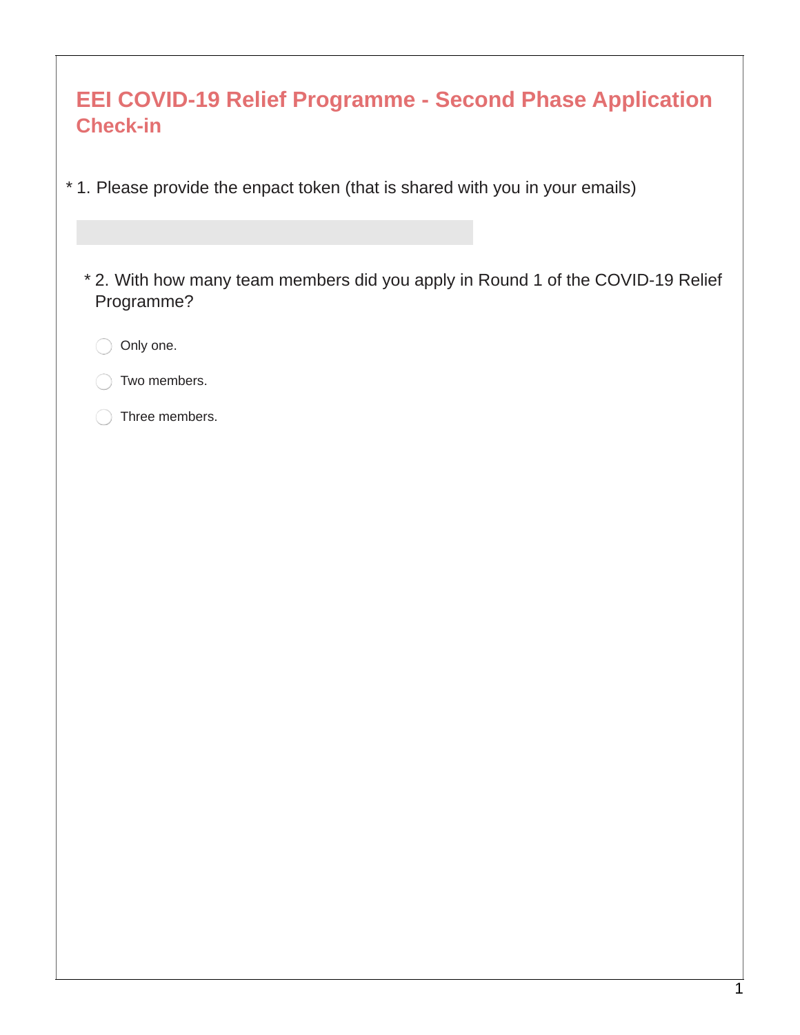# EEI COVID-19 Relief Programme - Second Phase Application

## Check-in

* 1. Please provide the enpact token (that is shared with you in your emails)

* 2. With how many team members did you apply in Round 1 of the COVID-19 Relief Programme?

- ○ Only one.
- ○ Two members.
- ○ Three members.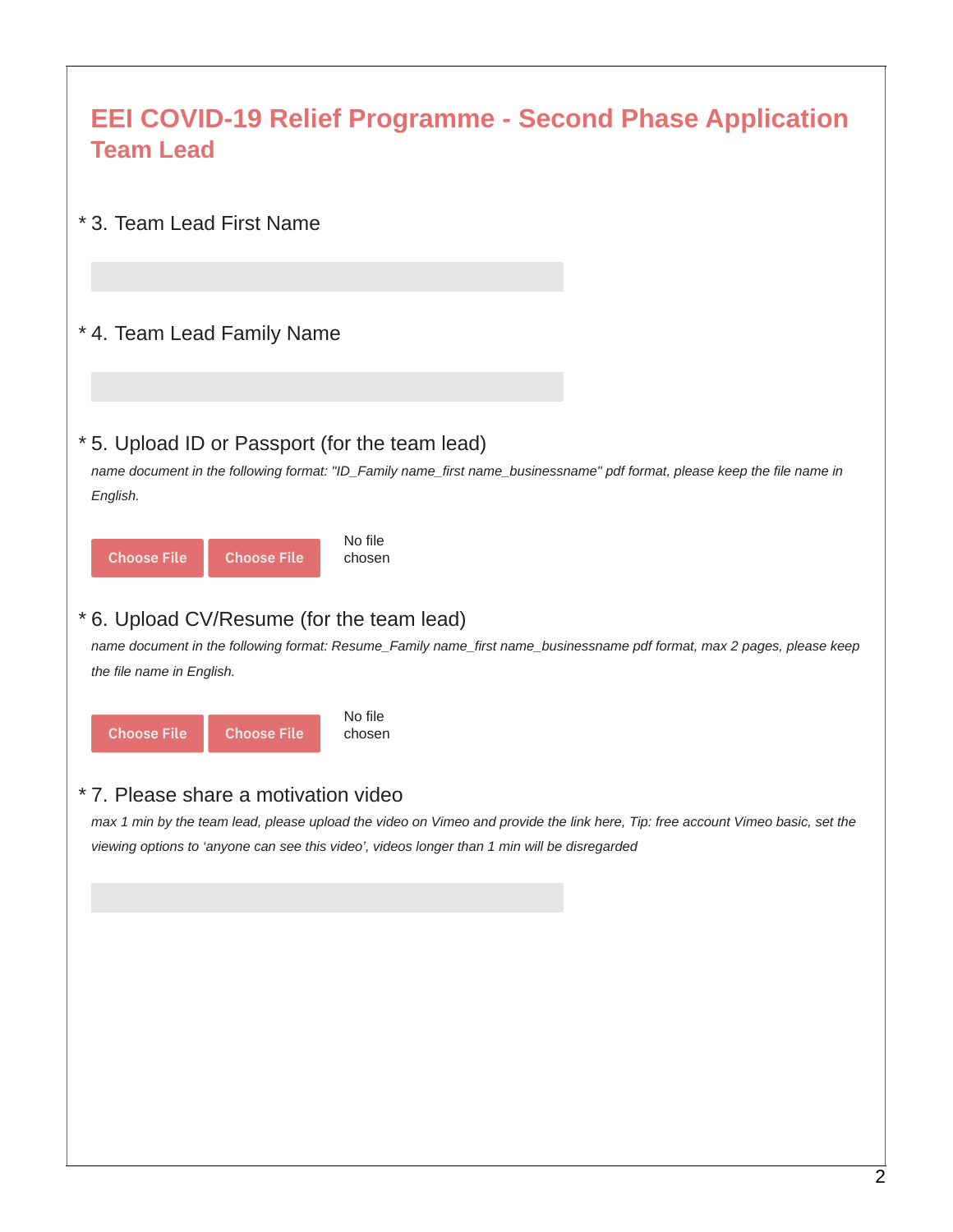# EEI COVID-19 Relief Programme - Second Phase Application

## Team Lead

\* 3. Team Lead First Name

\* 4. Team Lead Family Name

\* 5. Upload ID or Passport (for the team lead)

*name document in the following format: "ID_Family name_first name_businessname" pdf format, please keep the file name in English.*

Choose File Choose File No file chosen

\* 6. Upload CV/Resume (for the team lead)

*name document in the following format: Resume_Family name_first name_businessname pdf format, max 2 pages, please keep the file name in English.*

Choose File Choose File No file chosen

\* 7. Please share a motivation video

*max 1 min by the team lead, please upload the video on Vimeo and provide the link here, Tip: free account Vimeo basic, set the viewing options to 'anyone can see this video', videos longer than 1 min will be disregarded*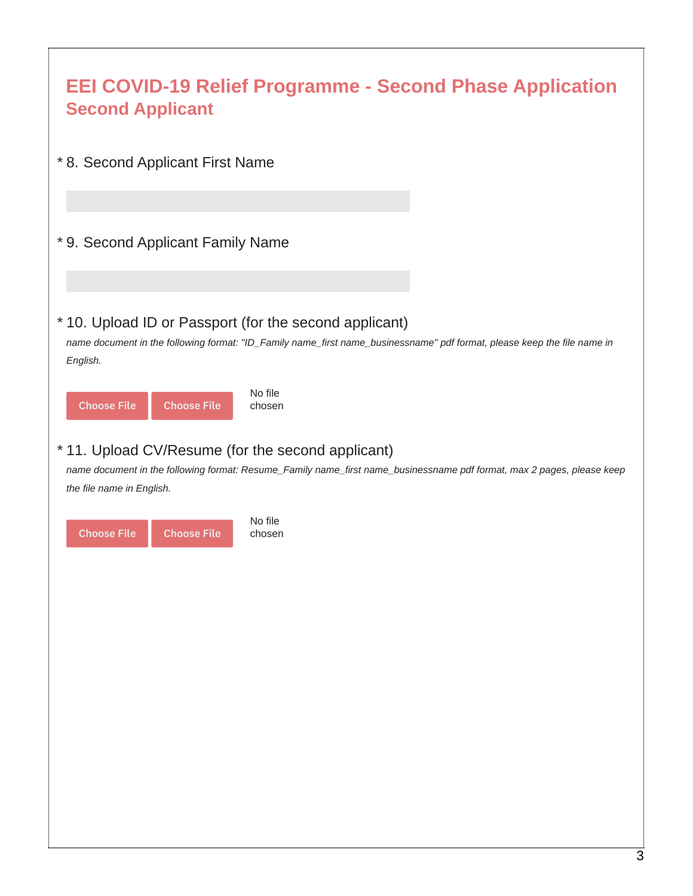## EEI COVID-19 Relief Programme - Second Phase Application
### Second Applicant

\* 8. Second Applicant First Name

\* 9. Second Applicant Family Name

\* 10. Upload ID or Passport (for the second applicant)

*name document in the following format: "ID_Family name_first name_businessname" pdf format, please keep the file name in English.*

Choose File Choose File No file chosen

\* 11. Upload CV/Resume (for the second applicant)

*name document in the following format: Resume_Family name_first name_businessname pdf format, max 2 pages, please keep the file name in English.*

Choose File Choose File No file chosen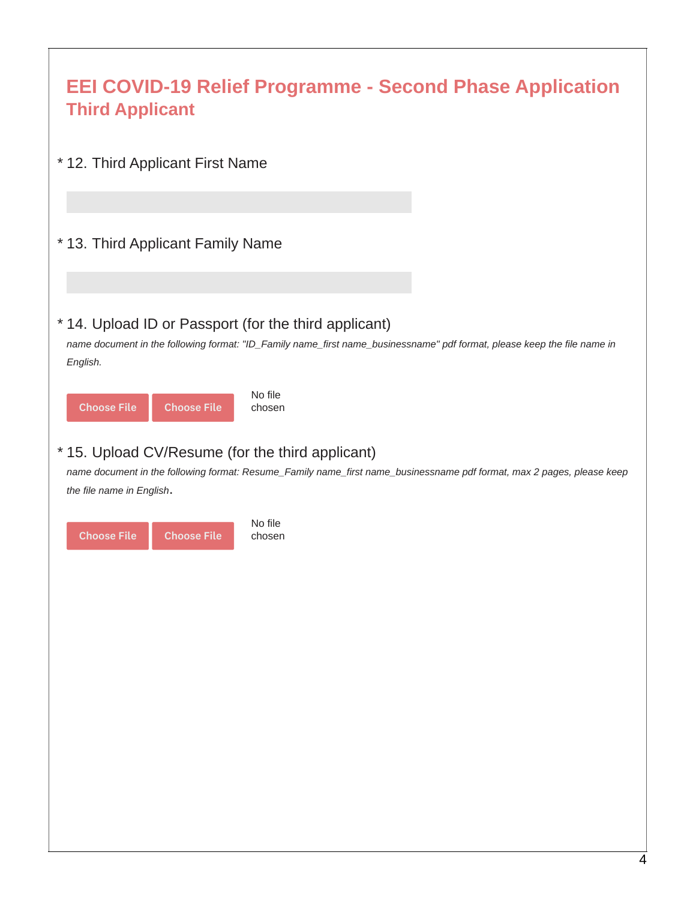# EEI COVID-19 Relief Programme - Second Phase Application
## Third Applicant

* 12. Third Applicant First Name

* 13. Third Applicant Family Name

* 14. Upload ID or Passport (for the third applicant)

*name document in the following format: "ID_Family name_first name_businessname" pdf format, please keep the file name in English.*

Choose File Choose File No file chosen

* 15. Upload CV/Resume (for the third applicant)

*name document in the following format: Resume_Family name_first name_businessname pdf format, max 2 pages, please keep the file name in English*.

Choose File Choose File No file chosen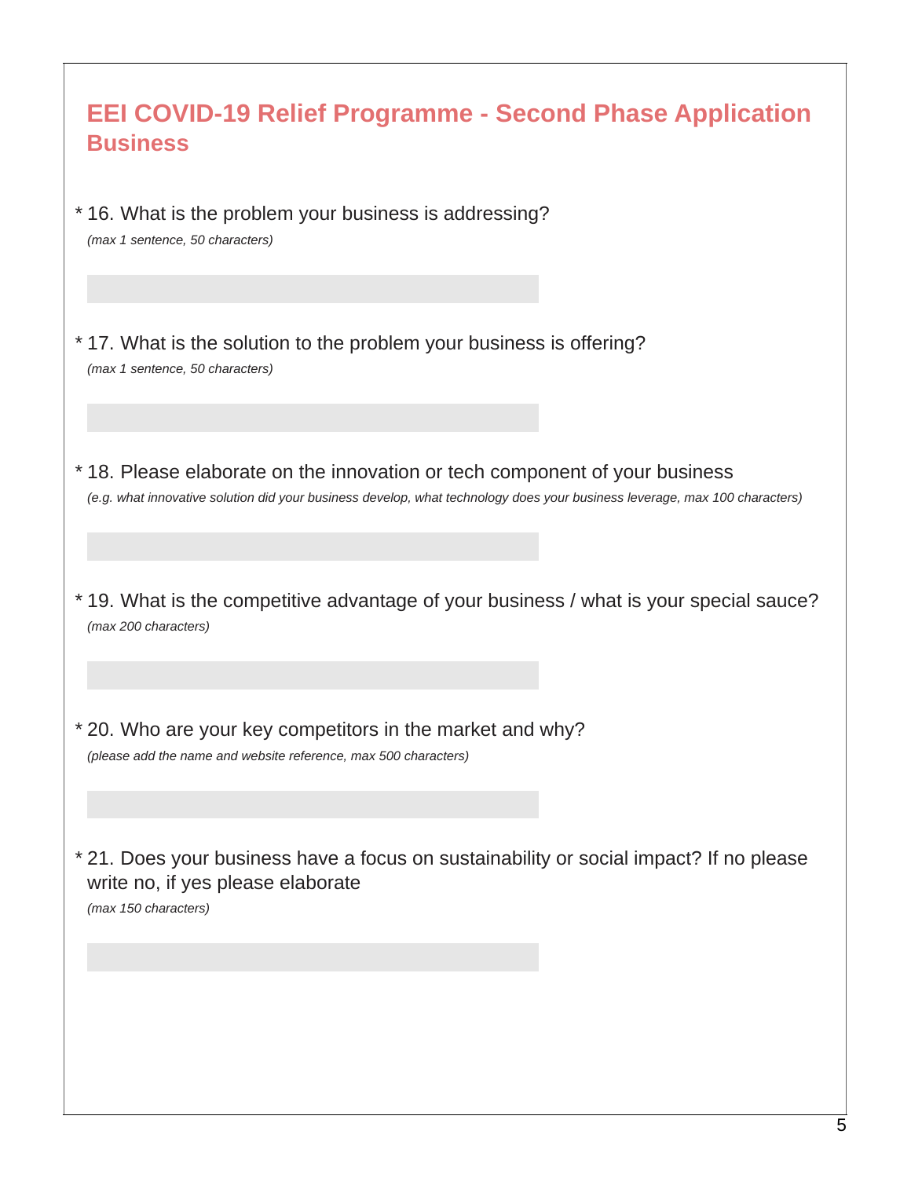## EEI COVID-19 Relief Programme - Second Phase Application Business

* 16. What is the problem your business is addressing?

*(max 1 sentence, 50 characters)*

* 17. What is the solution to the problem your business is offering?

*(max 1 sentence, 50 characters)*

* 18. Please elaborate on the innovation or tech component of your business

*(e.g. what innovative solution did your business develop, what technology does your business leverage, max 100 characters)*

* 19. What is the competitive advantage of your business / what is your special sauce?

*(max 200 characters)*

* 20. Who are your key competitors in the market and why?

*(please add the name and website reference, max 500 characters)*

* 21. Does your business have a focus on sustainability or social impact? If no please write no, if yes please elaborate

*(max 150 characters)*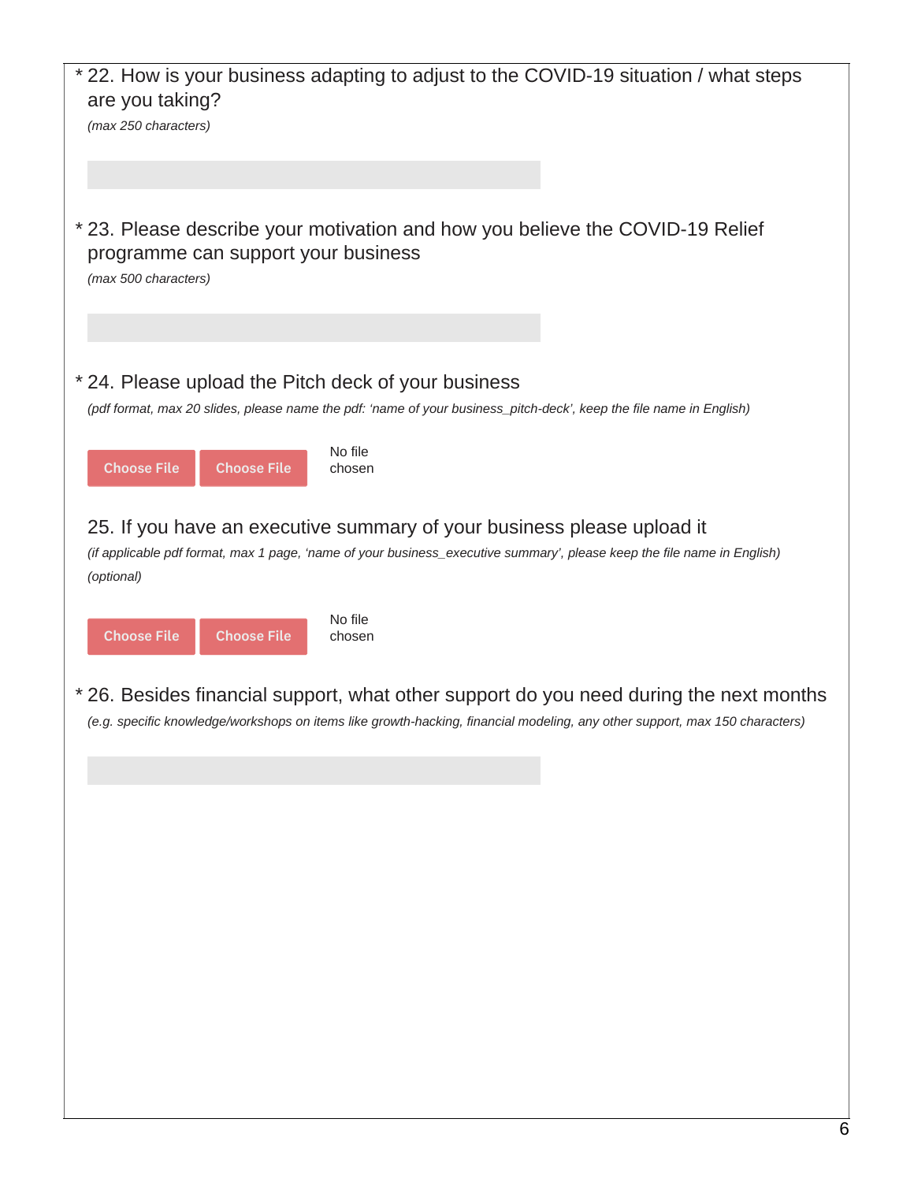\* 22. How is your business adapting to adjust to the COVID-19 situation / what steps are you taking?

*(max 250 characters)*

\* 23. Please describe your motivation and how you believe the COVID-19 Relief programme can support your business

*(max 500 characters)*

\* 24. Please upload the Pitch deck of your business

*(pdf format, max 20 slides, please name the pdf: 'name of your business_pitch-deck', keep the file name in English)*

Choose File Choose File No file chosen

25. If you have an executive summary of your business please upload it

*(if applicable pdf format, max 1 page, 'name of your business_executive summary', please keep the file name in English) (optional)*

Choose File Choose File No file chosen

\* 26. Besides financial support, what other support do you need during the next months

*(e.g. specific knowledge/workshops on items like growth-hacking, financial modeling, any other support, max 150 characters)*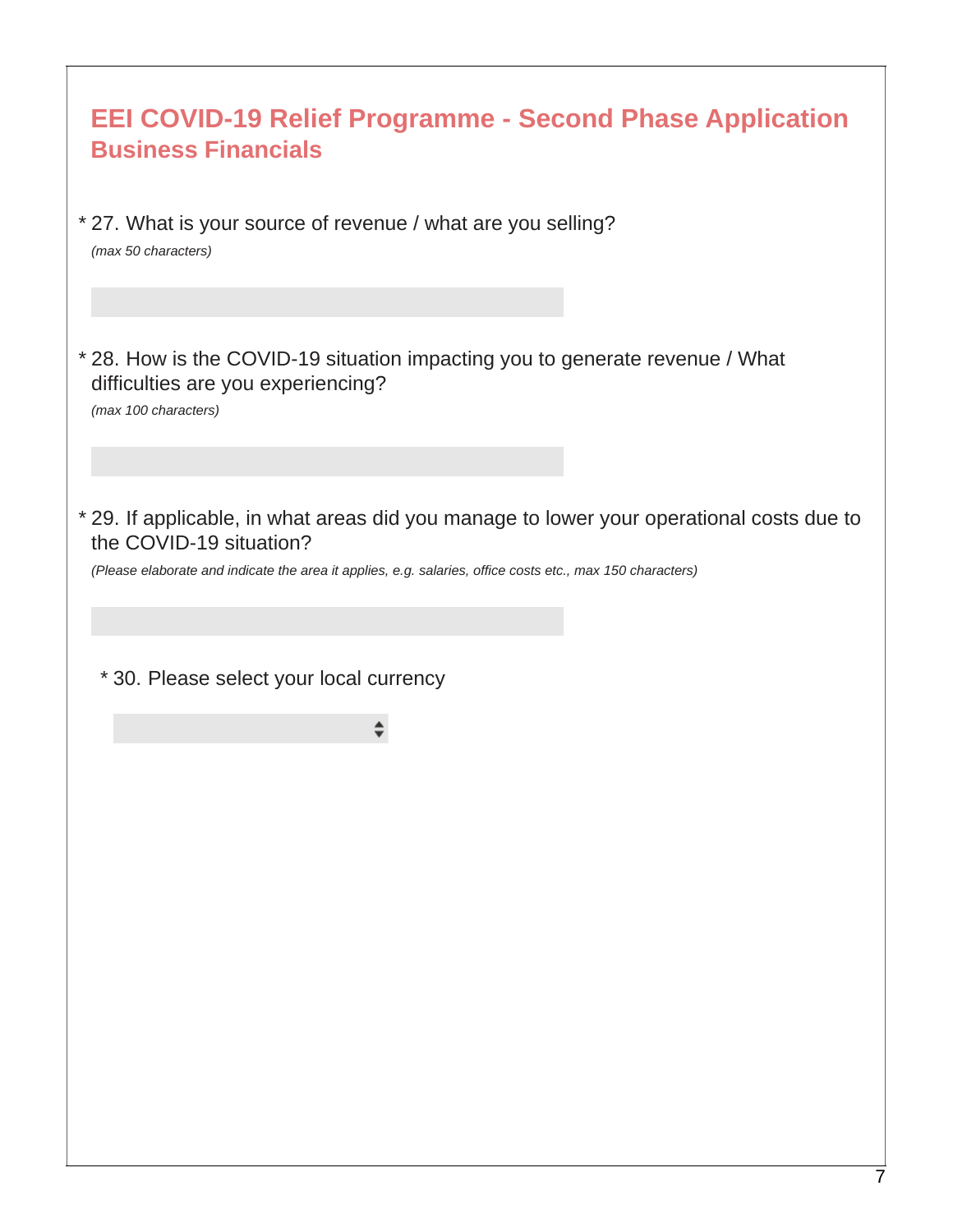# EEI COVID-19 Relief Programme - Second Phase Application

## Business Financials

* 27. What is your source of revenue / what are you selling?

*(max 50 characters)*

* 28. How is the COVID-19 situation impacting you to generate revenue / What difficulties are you experiencing?

*(max 100 characters)*

* 29. If applicable, in what areas did you manage to lower your operational costs due to the COVID-19 situation?

*(Please elaborate and indicate the area it applies, e.g. salaries, office costs etc., max 150 characters)*

* 30. Please select your local currency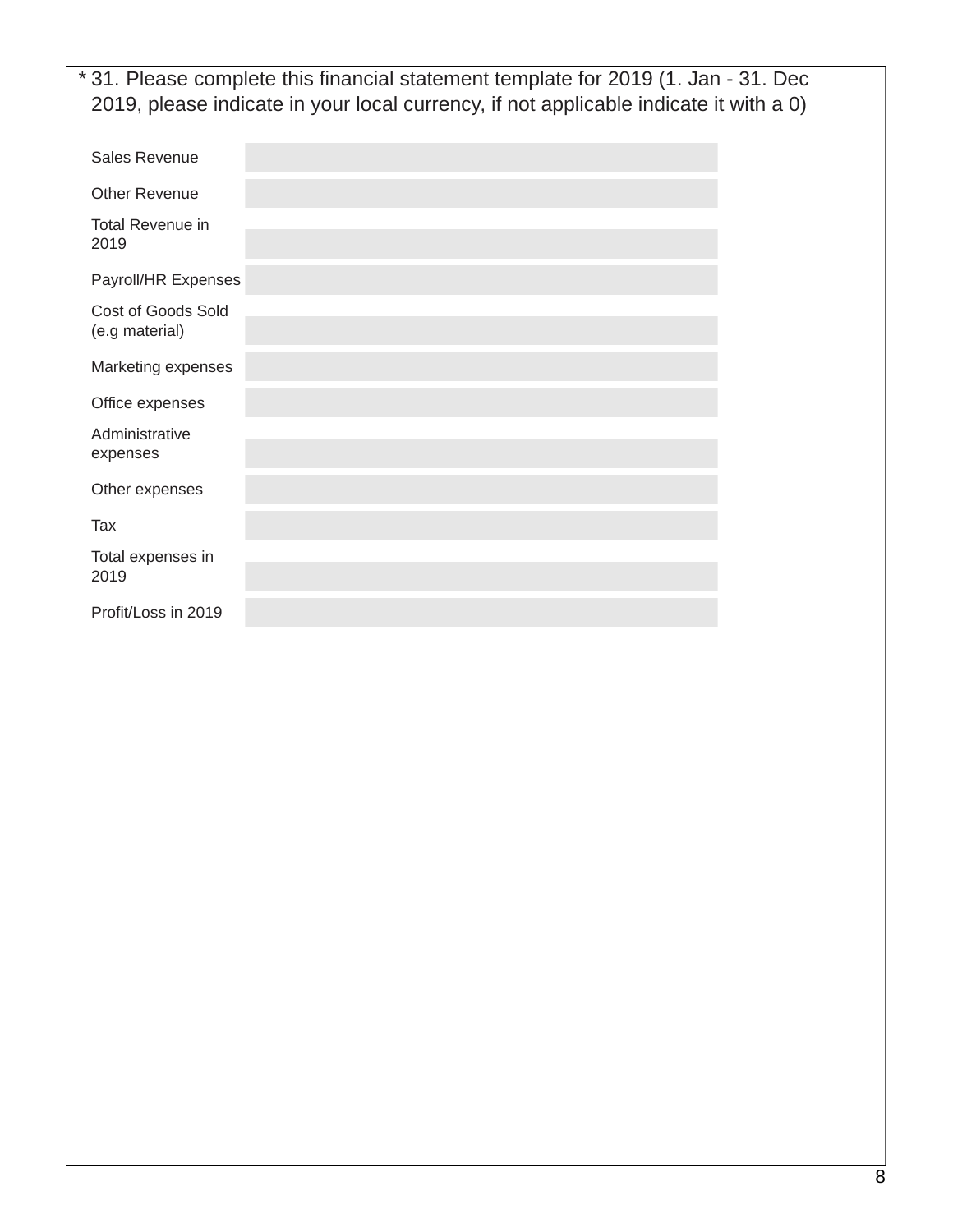\* 31. Please complete this financial statement template for 2019 (1. Jan - 31. Dec 2019, please indicate in your local currency, if not applicable indicate it with a 0)

| | |
|---|---|
| Sales Revenue | |
| Other Revenue | |
| Total Revenue in 2019 | |
| Payroll/HR Expenses | |
| Cost of Goods Sold (e.g material) | |
| Marketing expenses | |
| Office expenses | |
| Administrative expenses | |
| Other expenses | |
| Tax | |
| Total expenses in 2019 | |
| Profit/Loss in 2019 | |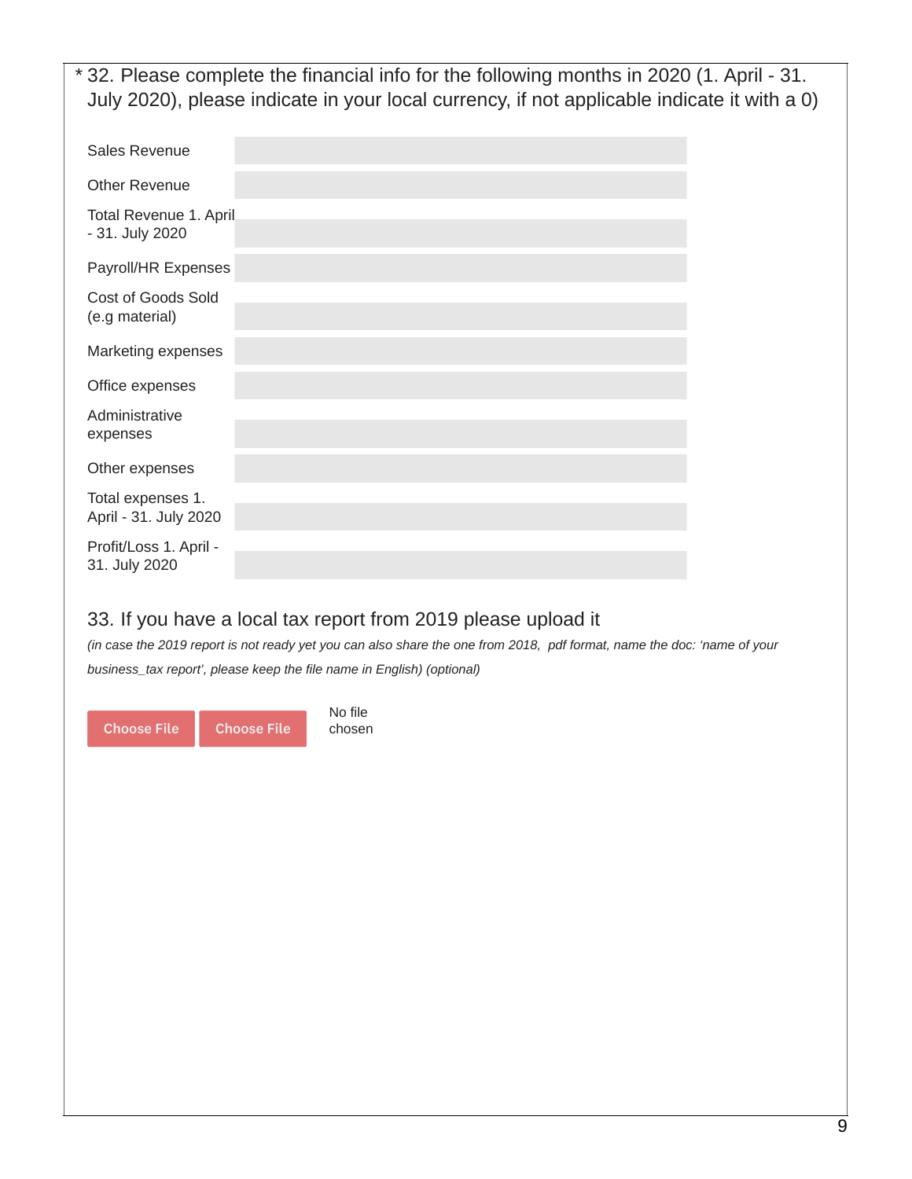\* 32. Please complete the financial info for the following months in 2020 (1. April - 31. July 2020), please indicate in your local currency, if not applicable indicate it with a 0)

| | |
|---|---|
| Sales Revenue | |
| Other Revenue | |
| Total Revenue 1. April - 31. July 2020 | |
| Payroll/HR Expenses | |
| Cost of Goods Sold (e.g material) | |
| Marketing expenses | |
| Office expenses | |
| Administrative expenses | |
| Other expenses | |
| Total expenses 1. April - 31. July 2020 | |
| Profit/Loss 1. April - 31. July 2020 | |

33. If you have a local tax report from 2019 please upload it

*(in case the 2019 report is not ready yet you can also share the one from 2018, pdf format, name the doc: 'name of your business_tax report', please keep the file name in English) (optional)*

Choose File   Choose File   No file chosen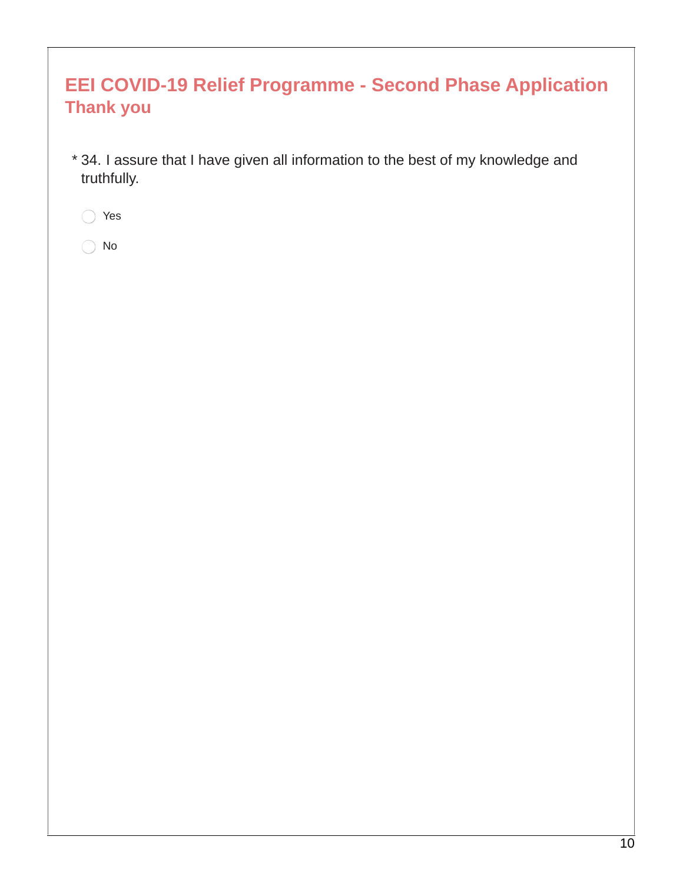## EEI COVID-19 Relief Programme - Second Phase Application

### Thank you

* 34. I assure that I have given all information to the best of my knowledge and truthfully.

- ◯ Yes
- ◯ No